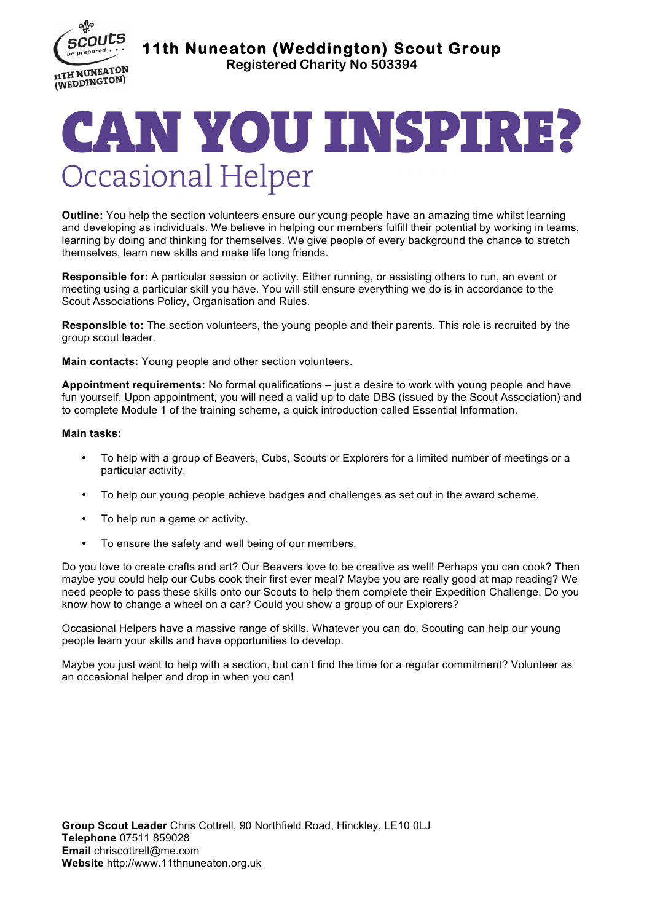**11th Nuneaton (Weddington) Scout Group**
**Registered Charity No 503394**

# CAN YOU INSPIRE?

## Occasional Helper

**Outline:** You help the section volunteers ensure our young people have an amazing time whilst learning and developing as individuals. We believe in helping our members fulfill their potential by working in teams, learning by doing and thinking for themselves. We give people of every background the chance to stretch themselves, learn new skills and make life long friends.

**Responsible for:** A particular session or activity. Either running, or assisting others to run, an event or meeting using a particular skill you have. You will still ensure everything we do is in accordance to the Scout Associations Policy, Organisation and Rules.

**Responsible to:** The section volunteers, the young people and their parents. This role is recruited by the group scout leader.

**Main contacts:** Young people and other section volunteers.

**Appointment requirements:** No formal qualifications – just a desire to work with young people and have fun yourself. Upon appointment, you will need a valid up to date DBS (issued by the Scout Association) and to complete Module 1 of the training scheme, a quick introduction called Essential Information.

**Main tasks:**

- To help with a group of Beavers, Cubs, Scouts or Explorers for a limited number of meetings or a particular activity.
- To help our young people achieve badges and challenges as set out in the award scheme.
- To help run a game or activity.
- To ensure the safety and well being of our members.

Do you love to create crafts and art? Our Beavers love to be creative as well! Perhaps you can cook? Then maybe you could help our Cubs cook their first ever meal? Maybe you are really good at map reading? We need people to pass these skills onto our Scouts to help them complete their Expedition Challenge. Do you know how to change a wheel on a car? Could you show a group of our Explorers?

Occasional Helpers have a massive range of skills. Whatever you can do, Scouting can help our young people learn your skills and have opportunities to develop.

Maybe you just want to help with a section, but can't find the time for a regular commitment? Volunteer as an occasional helper and drop in when you can!

**Group Scout Leader** Chris Cottrell, 90 Northfield Road, Hinckley, LE10 0LJ
**Telephone** 07511 859028
**Email** chriscottrell@me.com
**Website** http://www.11thnuneaton.org.uk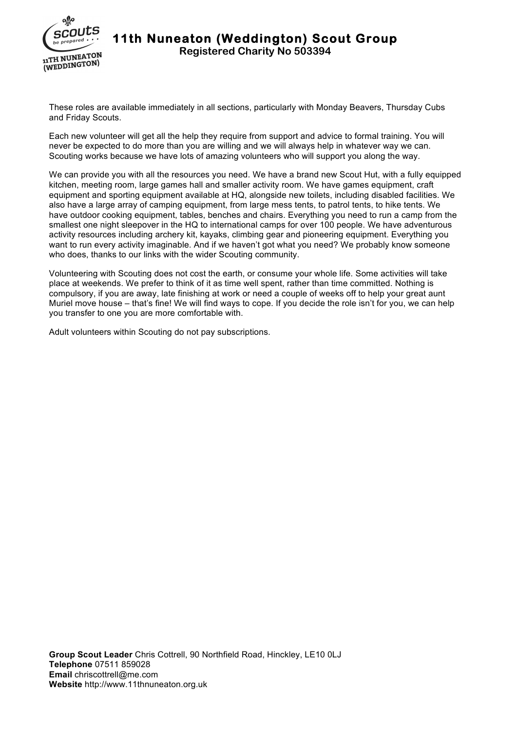# 11th Nuneaton (Weddington) Scout Group

**Registered Charity No 503394**

These roles are available immediately in all sections, particularly with Monday Beavers, Thursday Cubs and Friday Scouts.

Each new volunteer will get all the help they require from support and advice to formal training. You will never be expected to do more than you are willing and we will always help in whatever way we can. Scouting works because we have lots of amazing volunteers who will support you along the way.

We can provide you with all the resources you need. We have a brand new Scout Hut, with a fully equipped kitchen, meeting room, large games hall and smaller activity room. We have games equipment, craft equipment and sporting equipment available at HQ, alongside new toilets, including disabled facilities. We also have a large array of camping equipment, from large mess tents, to patrol tents, to hike tents. We have outdoor cooking equipment, tables, benches and chairs. Everything you need to run a camp from the smallest one night sleepover in the HQ to international camps for over 100 people. We have adventurous activity resources including archery kit, kayaks, climbing gear and pioneering equipment. Everything you want to run every activity imaginable. And if we haven't got what you need? We probably know someone who does, thanks to our links with the wider Scouting community.

Volunteering with Scouting does not cost the earth, or consume your whole life. Some activities will take place at weekends. We prefer to think of it as time well spent, rather than time committed. Nothing is compulsory, if you are away, late finishing at work or need a couple of weeks off to help your great aunt Muriel move house – that's fine! We will find ways to cope. If you decide the role isn't for you, we can help you transfer to one you are more comfortable with.

Adult volunteers within Scouting do not pay subscriptions.

**Group Scout Leader** Chris Cottrell, 90 Northfield Road, Hinckley, LE10 0LJ
**Telephone** 07511 859028
**Email** chriscottrell@me.com
**Website** http://www.11thnuneaton.org.uk